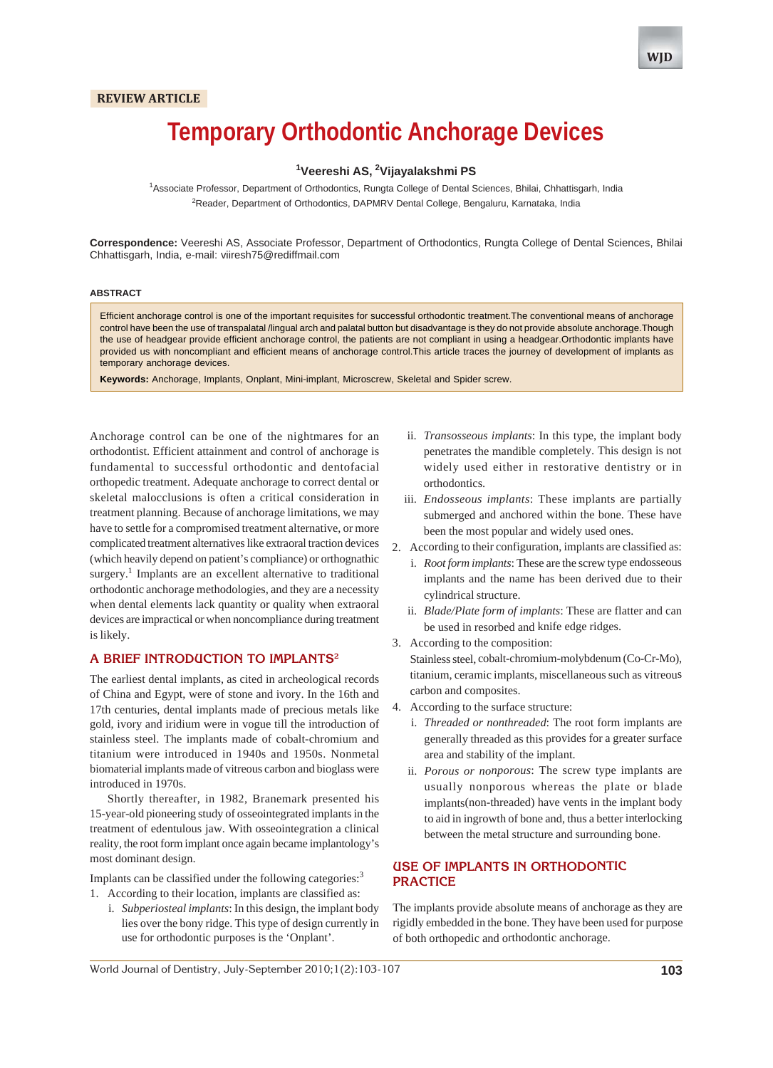REVIEW ARTICLE

# Temporary Orthodontic Anchorage Devices

[1]Veereshi AS, [2]Vijayalakshmi PS

[1]Associate Professor, Department of Orthodontics, Rungta College of Dental Sciences, Bhilai, Chhattisgarh, India
[2]Reader, Department of Orthodontics, DAPMRV Dental College, Bengaluru, Karnataka, India

**Correspondence:** Veereshi AS, Associate Professor, Department of Orthodontics, Rungta College of Dental Sciences, Bhilai Chhattisgarh, India, e-mail: viiresh75@rediffmail.com

## ABSTRACT

Efficient anchorage control is one of the important requisites for successful orthodontic treatment.The conventional means of anchorage control have been the use of transpalatal /lingual arch and palatal button but disadvantage is they do not provide absolute anchorage.Though the use of headgear provide efficient anchorage control, the patients are not compliant in using a headgear.Orthodontic implants have provided us with noncompliant and efficient means of anchorage control.This article traces the journey of development of implants as temporary anchorage devices.

**Keywords:** Anchorage, Implants, Onplant, Mini-implant, Microscrew, Skeletal and Spider screw.

Anchorage control can be one of the nightmares for an orthodontist. Efficient attainment and control of anchorage is fundamental to successful orthodontic and dentofacial orthopedic treatment. Adequate anchorage to correct dental or skeletal malocclusions is often a critical consideration in treatment planning. Because of anchorage limitations, we may have to settle for a compromised treatment alternative, or more complicated treatment alternatives like extraoral traction devices (which heavily depend on patient's compliance) or orthognathic surgery.[1] Implants are an excellent alternative to traditional orthodontic anchorage methodologies, and they are a necessity when dental elements lack quantity or quality when extraoral devices are impractical or when noncompliance during treatment is likely.

## A BRIEF INTRODUCTION TO IMPLANTS[2]

The earliest dental implants, as cited in archeological records of China and Egypt, were of stone and ivory. In the 16th and 17th centuries, dental implants made of precious metals like gold, ivory and iridium were in vogue till the introduction of stainless steel. The implants made of cobalt-chromium and titanium were introduced in 1940s and 1950s. Nonmetal biomaterial implants made of vitreous carbon and bioglass were introduced in 1970s.

Shortly thereafter, in 1982, Branemark presented his 15-year-old pioneering study of osseointegrated implants in the treatment of edentulous jaw. With osseointegration a clinical reality, the root form implant once again became implantology's most dominant design.

Implants can be classified under the following categories:[3]

1. According to their location, implants are classified as:
   i. *Subperiosteal implants*: In this design, the implant body lies over the bony ridge. This type of design currently in use for orthodontic purposes is the 'Onplant'.
   ii. *Transosseous implants*: In this type, the implant body penetrates the mandible completely. This design is not widely used either in restorative dentistry or in orthodontics.
   iii. *Endosseous implants*: These implants are partially submerged and anchored within the bone. These have been the most popular and widely used ones.
2. According to their configuration, implants are classified as:
   i. *Root form implants*: These are the screw type endosseous implants and the name has been derived due to their cylindrical structure.
   ii. *Blade/Plate form of implants*: These are flatter and can be used in resorbed and knife edge ridges.
3. According to the composition:
   Stainless steel, cobalt-chromium-molybdenum (Co-Cr-Mo), titanium, ceramic implants, miscellaneous such as vitreous carbon and composites.
4. According to the surface structure:
   i. *Threaded or nonthreaded*: The root form implants are generally threaded as this provides for a greater surface area and stability of the implant.
   ii. *Porous or nonporous*: The screw type implants are usually nonporous whereas the plate or blade implants(non-threaded) have vents in the implant body to aid in ingrowth of bone and, thus a better interlocking between the metal structure and surrounding bone.

## USE OF IMPLANTS IN ORTHODONTIC PRACTICE

The implants provide absolute means of anchorage as they are rigidly embedded in the bone. They have been used for purpose of both orthopedic and orthodontic anchorage.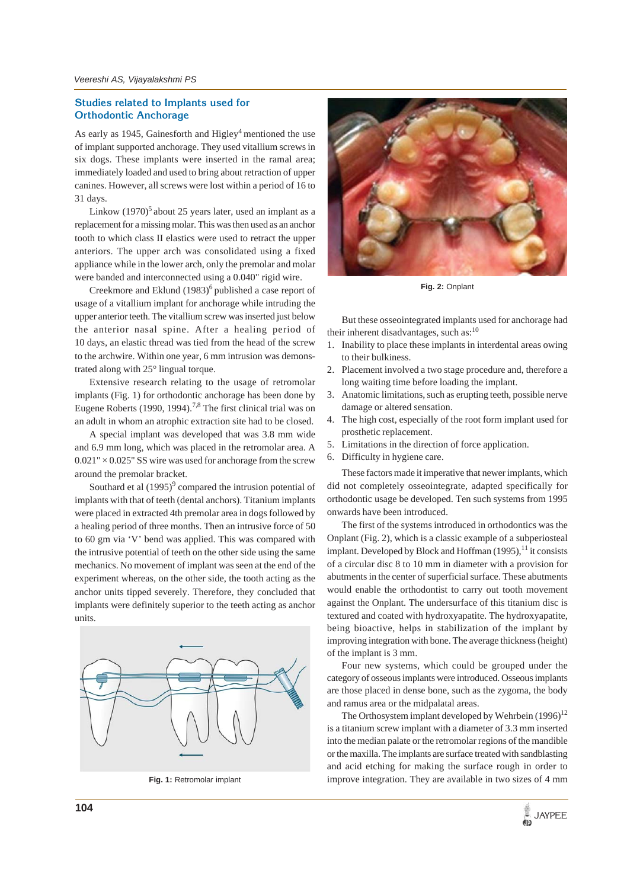## Studies related to Implants used for Orthodontic Anchorage

As early as 1945, Gainesforth and Higley[4] mentioned the use of implant supported anchorage. They used vitallium screws in six dogs. These implants were inserted in the ramal area; immediately loaded and used to bring about retraction of upper canines. However, all screws were lost within a period of 16 to 31 days.

Linkow (1970)[5] about 25 years later, used an implant as a replacement for a missing molar. This was then used as an anchor tooth to which class II elastics were used to retract the upper anteriors. The upper arch was consolidated using a fixed appliance while in the lower arch, only the premolar and molar were banded and interconnected using a 0.040" rigid wire.

Creekmore and Eklund (1983)[6] published a case report of usage of a vitallium implant for anchorage while intruding the upper anterior teeth. The vitallium screw was inserted just below the anterior nasal spine. After a healing period of 10 days, an elastic thread was tied from the head of the screw to the archwire. Within one year, 6 mm intrusion was demonstrated along with 25° lingual torque.

Extensive research relating to the usage of retromolar implants (Fig. 1) for orthodontic anchorage has been done by Eugene Roberts (1990, 1994).[7,8] The first clinical trial was on an adult in whom an atrophic extraction site had to be closed.

A special implant was developed that was 3.8 mm wide and 6.9 mm long, which was placed in the retromolar area. A 0.021" × 0.025" SS wire was used for anchorage from the screw around the premolar bracket.

Southard et al (1995)[9] compared the intrusion potential of implants with that of teeth (dental anchors). Titanium implants were placed in extracted 4th premolar area in dogs followed by a healing period of three months. Then an intrusive force of 50 to 60 gm via 'V' bend was applied. This was compared with the intrusive potential of teeth on the other side using the same mechanics. No movement of implant was seen at the end of the experiment whereas, on the other side, the tooth acting as the anchor units tipped severely. Therefore, they concluded that implants were definitely superior to the teeth acting as anchor units.

**Fig. 1:** Retromolar implant

**Fig. 2:** Onplant

But these osseointegrated implants used for anchorage had their inherent disadvantages, such as:[10]

1. Inability to place these implants in interdental areas owing to their bulkiness.
2. Placement involved a two stage procedure and, therefore a long waiting time before loading the implant.
3. Anatomic limitations, such as erupting teeth, possible nerve damage or altered sensation.
4. The high cost, especially of the root form implant used for prosthetic replacement.
5. Limitations in the direction of force application.
6. Difficulty in hygiene care.

These factors made it imperative that newer implants, which did not completely osseointegrate, adapted specifically for orthodontic usage be developed. Ten such systems from 1995 onwards have been introduced.

The first of the systems introduced in orthodontics was the Onplant (Fig. 2), which is a classic example of a subperiosteal implant. Developed by Block and Hoffman (1995),[11] it consists of a circular disc 8 to 10 mm in diameter with a provision for abutments in the center of superficial surface. These abutments would enable the orthodontist to carry out tooth movement against the Onplant. The undersurface of this titanium disc is textured and coated with hydroxyapatite. The hydroxyapatite, being bioactive, helps in stabilization of the implant by improving integration with bone. The average thickness (height) of the implant is 3 mm.

Four new systems, which could be grouped under the category of osseous implants were introduced. Osseous implants are those placed in dense bone, such as the zygoma, the body and ramus area or the midpalatal areas.

The Orthosystem implant developed by Wehrbein (1996)[12] is a titanium screw implant with a diameter of 3.3 mm inserted into the median palate or the retromolar regions of the mandible or the maxilla. The implants are surface treated with sandblasting and acid etching for making the surface rough in order to improve integration. They are available in two sizes of 4 mm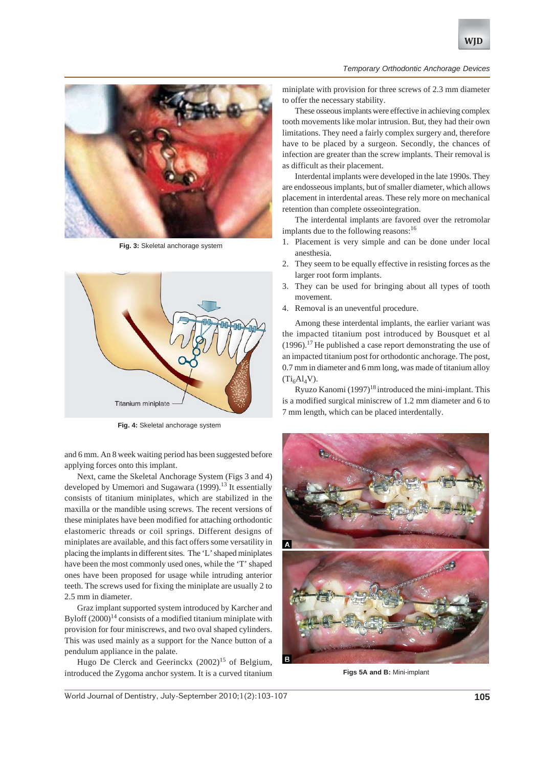Fig. 3: Skeletal anchorage system

Fig. 4: Skeletal anchorage system

and 6 mm. An 8 week waiting period has been suggested before applying forces onto this implant.

Next, came the Skeletal Anchorage System (Figs 3 and 4) developed by Umemori and Sugawara (1999).[13] It essentially consists of titanium miniplates, which are stabilized in the maxilla or the mandible using screws. The recent versions of these miniplates have been modified for attaching orthodontic elastomeric threads or coil springs. Different designs of miniplates are available, and this fact offers some versatility in placing the implants in different sites. The 'L' shaped miniplates have been the most commonly used ones, while the 'T' shaped ones have been proposed for usage while intruding anterior teeth. The screws used for fixing the miniplate are usually 2 to 2.5 mm in diameter.

Graz implant supported system introduced by Karcher and Byloff (2000)[14] consists of a modified titanium miniplate with provision for four miniscrews, and two oval shaped cylinders. This was used mainly as a support for the Nance button of a pendulum appliance in the palate.

Hugo De Clerck and Geerinckx (2002)[15] of Belgium, introduced the Zygoma anchor system. It is a curved titanium miniplate with provision for three screws of 2.3 mm diameter to offer the necessary stability.

These osseous implants were effective in achieving complex tooth movements like molar intrusion. But, they had their own limitations. They need a fairly complex surgery and, therefore have to be placed by a surgeon. Secondly, the chances of infection are greater than the screw implants. Their removal is as difficult as their placement.

Interdental implants were developed in the late 1990s. They are endosseous implants, but of smaller diameter, which allows placement in interdental areas. These rely more on mechanical retention than complete osseointegration.

The interdental implants are favored over the retromolar implants due to the following reasons:[16]

1. Placement is very simple and can be done under local anesthesia.
2. They seem to be equally effective in resisting forces as the larger root form implants.
3. They can be used for bringing about all types of tooth movement.
4. Removal is an uneventful procedure.

Among these interdental implants, the earlier variant was the impacted titanium post introduced by Bousquet et al (1996).[17] He published a case report demonstrating the use of an impacted titanium post for orthodontic anchorage. The post, 0.7 mm in diameter and 6 mm long, was made of titanium alloy ($Ti_6Al_4V$).

Ryuzo Kanomi (1997)[18] introduced the mini-implant. This is a modified surgical miniscrew of 1.2 mm diameter and 6 to 7 mm length, which can be placed interdentally.

Figs 5A and B: Mini-implant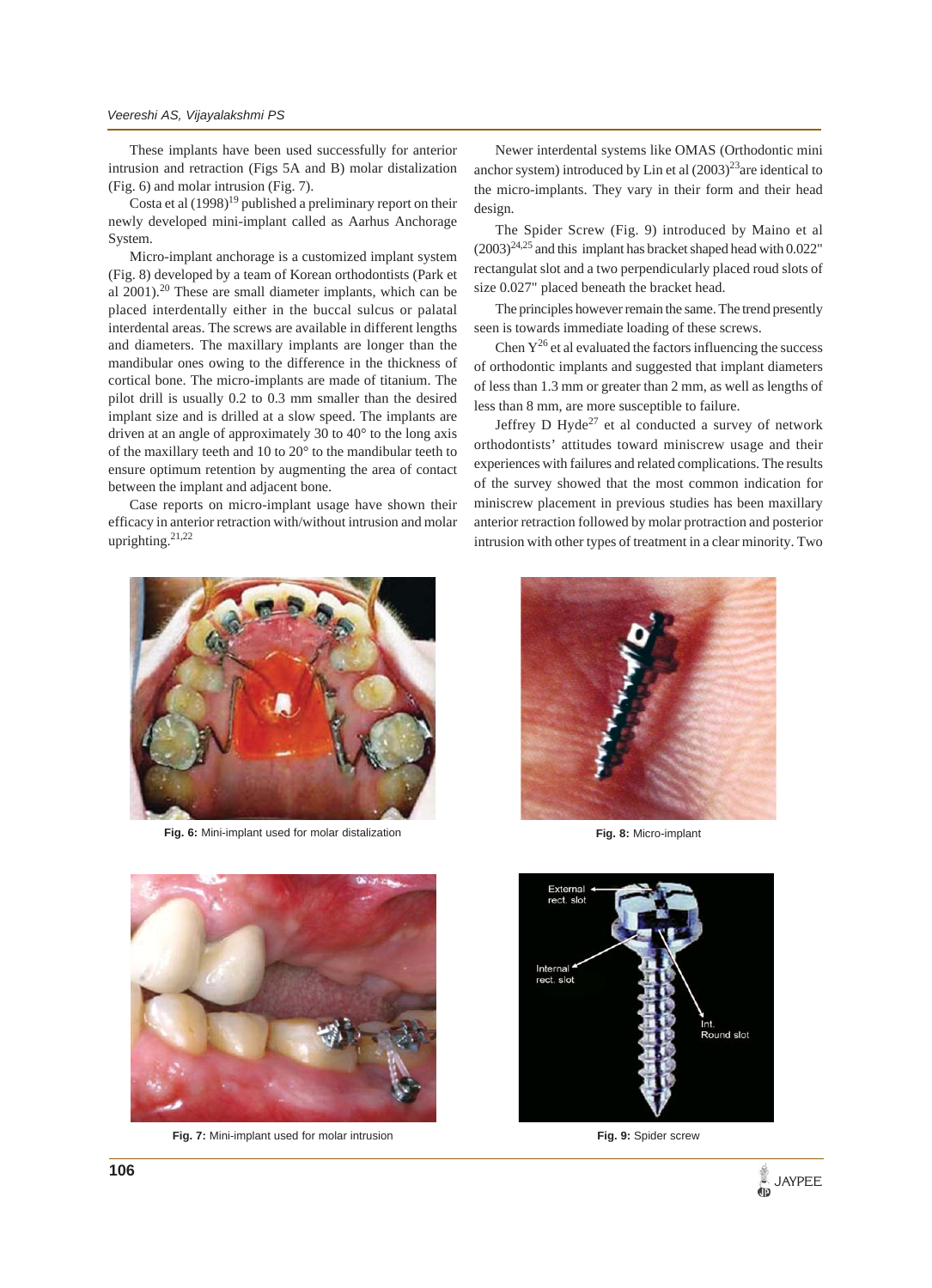These implants have been used successfully for anterior intrusion and retraction (Figs 5A and B) molar distalization (Fig. 6) and molar intrusion (Fig. 7).

Costa et al (1998)[19] published a preliminary report on their newly developed mini-implant called as Aarhus Anchorage System.

Micro-implant anchorage is a customized implant system (Fig. 8) developed by a team of Korean orthodontists (Park et al 2001).[20] These are small diameter implants, which can be placed interdentally either in the buccal sulcus or palatal interdental areas. The screws are available in different lengths and diameters. The maxillary implants are longer than the mandibular ones owing to the difference in the thickness of cortical bone. The micro-implants are made of titanium. The pilot drill is usually 0.2 to 0.3 mm smaller than the desired implant size and is drilled at a slow speed. The implants are driven at an angle of approximately 30 to 40° to the long axis of the maxillary teeth and 10 to 20° to the mandibular teeth to ensure optimum retention by augmenting the area of contact between the implant and adjacent bone.

Case reports on micro-implant usage have shown their efficacy in anterior retraction with/without intrusion and molar uprighting.[21,22]

Newer interdental systems like OMAS (Orthodontic mini anchor system) introduced by Lin et al (2003)[23] are identical to the micro-implants. They vary in their form and their head design.

The Spider Screw (Fig. 9) introduced by Maino et al (2003)[24,25] and this implant has bracket shaped head with 0.022" rectangulat slot and a two perpendicularly placed roud slots of size 0.027" placed beneath the bracket head.

The principles however remain the same. The trend presently seen is towards immediate loading of these screws.

Chen Y[26] et al evaluated the factors influencing the success of orthodontic implants and suggested that implant diameters of less than 1.3 mm or greater than 2 mm, as well as lengths of less than 8 mm, are more susceptible to failure.

Jeffrey D Hyde[27] et al conducted a survey of network orthodontists' attitudes toward miniscrew usage and their experiences with failures and related complications. The results of the survey showed that the most common indication for miniscrew placement in previous studies has been maxillary anterior retraction followed by molar protraction and posterior intrusion with other types of treatment in a clear minority. Two

**Fig. 6:** Mini-implant used for molar distalization

**Fig. 8:** Micro-implant

**Fig. 7:** Mini-implant used for molar intrusion

**Fig. 9:** Spider screw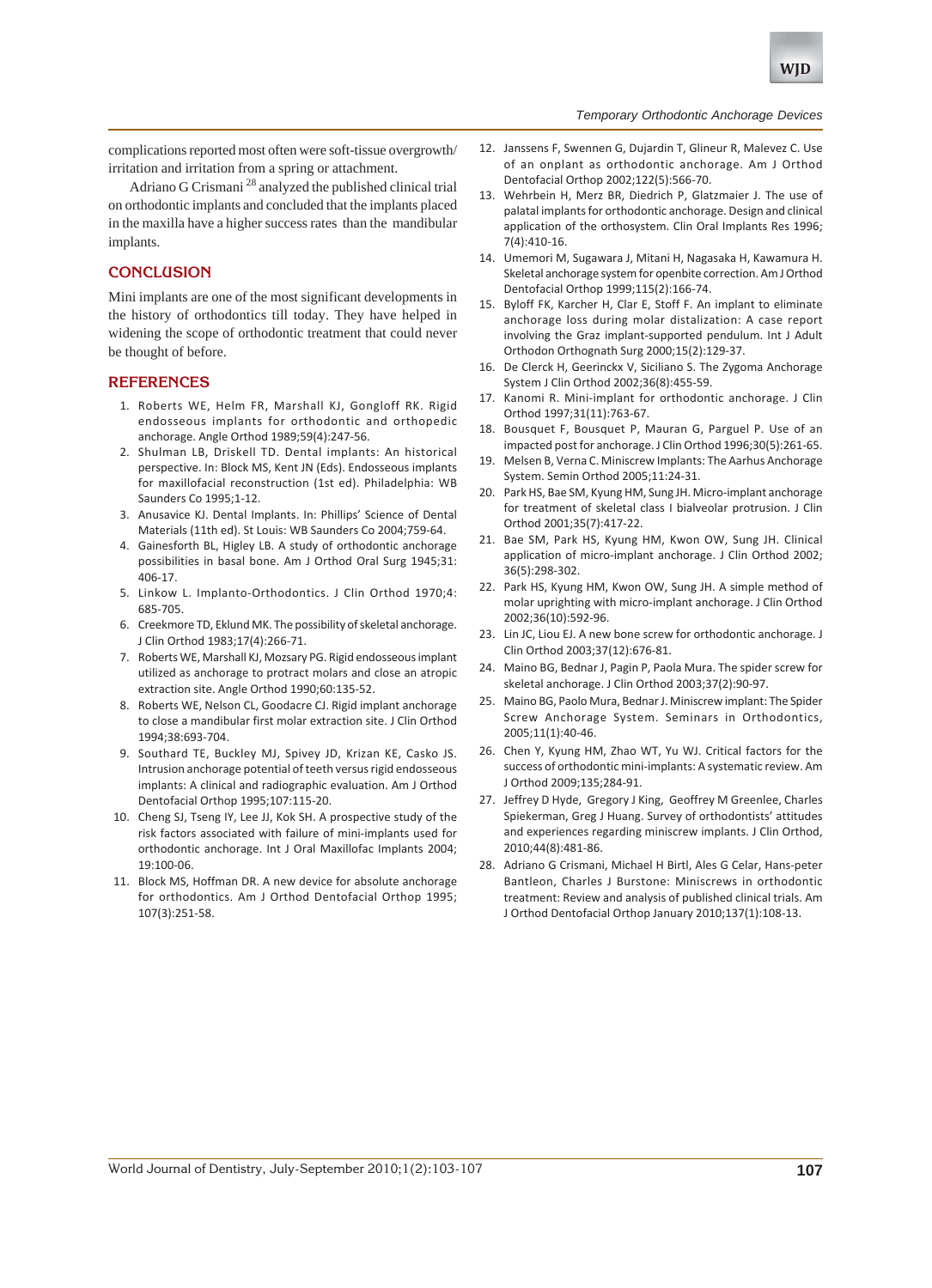complications reported most often were soft-tissue overgrowth/ irritation and irritation from a spring or attachment.

Adriano G Crismani[28] analyzed the published clinical trial on orthodontic implants and concluded that the implants placed in the maxilla have a higher success rates than the mandibular implants.

## CONCLUSION

Mini implants are one of the most significant developments in the history of orthodontics till today. They have helped in widening the scope of orthodontic treatment that could never be thought of before.

## REFERENCES

1. Roberts WE, Helm FR, Marshall KJ, Gongloff RK. Rigid endosseous implants for orthodontic and orthopedic anchorage. Angle Orthod 1989;59(4):247-56.
2. Shulman LB, Driskell TD. Dental implants: An historical perspective. In: Block MS, Kent JN (Eds). Endosseous implants for maxillofacial reconstruction (1st ed). Philadelphia: WB Saunders Co 1995;1-12.
3. Anusavice KJ. Dental Implants. In: Phillips' Science of Dental Materials (11th ed). St Louis: WB Saunders Co 2004;759-64.
4. Gainesforth BL, Higley LB. A study of orthodontic anchorage possibilities in basal bone. Am J Orthod Oral Surg 1945;31: 406-17.
5. Linkow L. Implanto-Orthodontics. J Clin Orthod 1970;4: 685-705.
6. Creekmore TD, Eklund MK. The possibility of skeletal anchorage. J Clin Orthod 1983;17(4):266-71.
7. Roberts WE, Marshall KJ, Mozsary PG. Rigid endosseous implant utilized as anchorage to protract molars and close an atropic extraction site. Angle Orthod 1990;60:135-52.
8. Roberts WE, Nelson CL, Goodacre CJ. Rigid implant anchorage to close a mandibular first molar extraction site. J Clin Orthod 1994;38:693-704.
9. Southard TE, Buckley MJ, Spivey JD, Krizan KE, Casko JS. Intrusion anchorage potential of teeth versus rigid endosseous implants: A clinical and radiographic evaluation. Am J Orthod Dentofacial Orthop 1995;107:115-20.
10. Cheng SJ, Tseng IY, Lee JJ, Kok SH. A prospective study of the risk factors associated with failure of mini-implants used for orthodontic anchorage. Int J Oral Maxillofac Implants 2004; 19:100-06.
11. Block MS, Hoffman DR. A new device for absolute anchorage for orthodontics. Am J Orthod Dentofacial Orthop 1995; 107(3):251-58.
12. Janssens F, Swennen G, Dujardin T, Glineur R, Malevez C. Use of an onplant as orthodontic anchorage. Am J Orthod Dentofacial Orthop 2002;122(5):566-70.
13. Wehrbein H, Merz BR, Diedrich P, Glatzmaier J. The use of palatal implants for orthodontic anchorage. Design and clinical application of the orthosystem. Clin Oral Implants Res 1996; 7(4):410-16.
14. Umemori M, Sugawara J, Mitani H, Nagasaka H, Kawamura H. Skeletal anchorage system for openbite correction. Am J Orthod Dentofacial Orthop 1999;115(2):166-74.
15. Byloff FK, Karcher H, Clar E, Stoff F. An implant to eliminate anchorage loss during molar distalization: A case report involving the Graz implant-supported pendulum. Int J Adult Orthodon Orthognath Surg 2000;15(2):129-37.
16. De Clerck H, Geerinckx V, Siciliano S. The Zygoma Anchorage System J Clin Orthod 2002;36(8):455-59.
17. Kanomi R. Mini-implant for orthodontic anchorage. J Clin Orthod 1997;31(11):763-67.
18. Bousquet F, Bousquet P, Mauran G, Parguel P. Use of an impacted post for anchorage. J Clin Orthod 1996;30(5):261-65.
19. Melsen B, Verna C. Miniscrew Implants: The Aarhus Anchorage System. Semin Orthod 2005;11:24-31.
20. Park HS, Bae SM, Kyung HM, Sung JH. Micro-implant anchorage for treatment of skeletal class I bialveolar protrusion. J Clin Orthod 2001;35(7):417-22.
21. Bae SM, Park HS, Kyung HM, Kwon OW, Sung JH. Clinical application of micro-implant anchorage. J Clin Orthod 2002; 36(5):298-302.
22. Park HS, Kyung HM, Kwon OW, Sung JH. A simple method of molar uprighting with micro-implant anchorage. J Clin Orthod 2002;36(10):592-96.
23. Lin JC, Liou EJ. A new bone screw for orthodontic anchorage. J Clin Orthod 2003;37(12):676-81.
24. Maino BG, Bednar J, Pagin P, Paola Mura. The spider screw for skeletal anchorage. J Clin Orthod 2003;37(2):90-97.
25. Maino BG, Paolo Mura, Bednar J. Miniscrew implant: The Spider Screw Anchorage System. Seminars in Orthodontics, 2005;11(1):40-46.
26. Chen Y, Kyung HM, Zhao WT, Yu WJ. Critical factors for the success of orthodontic mini-implants: A systematic review. Am J Orthod 2009;135;284-91.
27. Jeffrey D Hyde, Gregory J King, Geoffrey M Greenlee, Charles Spiekerman, Greg J Huang. Survey of orthodontists' attitudes and experiences regarding miniscrew implants. J Clin Orthod, 2010;44(8):481-86.
28. Adriano G Crismani, Michael H Birtl, Ales G Celar, Hans-peter Bantleon, Charles J Burstone: Miniscrews in orthodontic treatment: Review and analysis of published clinical trials. Am J Orthod Dentofacial Orthop January 2010;137(1):108-13.